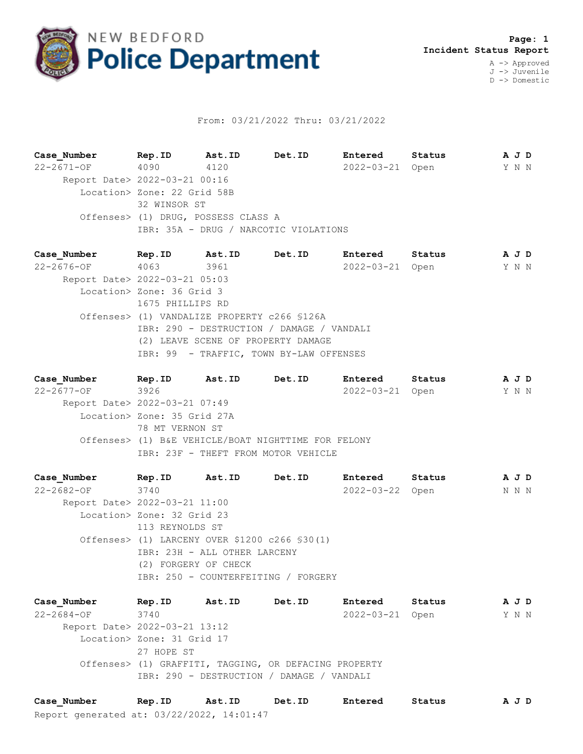# NEW BEDFORD Police Department

**Page: 1**
**Incident Status Report**

A -> Approved
J -> Juvenile
D -> Domestic

From: 03/21/2022 Thru: 03/21/2022

| Case_Number | Rep.ID | Ast.ID | Det.ID | Entered | Status | A J D |
|---|---|---|---|---|---|---|
| 22-2671-OF | 4090 | 4120 | | 2022-03-21 | Open | Y N N |

Report Date> 2022-03-21 00:16
Location> Zone: 22 Grid 58B
32 WINSOR ST
Offenses> (1) DRUG, POSSESS CLASS A
IBR: 35A - DRUG / NARCOTIC VIOLATIONS

| Case_Number | Rep.ID | Ast.ID | Det.ID | Entered | Status | A J D |
|---|---|---|---|---|---|---|
| 22-2676-OF | 4063 | 3961 | | 2022-03-21 | Open | Y N N |

Report Date> 2022-03-21 05:03
Location> Zone: 36 Grid 3
1675 PHILLIPS RD
Offenses> (1) VANDALIZE PROPERTY c266 §126A
IBR: 290 - DESTRUCTION / DAMAGE / VANDALI
(2) LEAVE SCENE OF PROPERTY DAMAGE
IBR: 99 - TRAFFIC, TOWN BY-LAW OFFENSES

| Case_Number | Rep.ID | Ast.ID | Det.ID | Entered | Status | A J D |
|---|---|---|---|---|---|---|
| 22-2677-OF | 3926 | | | 2022-03-21 | Open | Y N N |

Report Date> 2022-03-21 07:49
Location> Zone: 35 Grid 27A
78 MT VERNON ST
Offenses> (1) B&E VEHICLE/BOAT NIGHTTIME FOR FELONY
IBR: 23F - THEFT FROM MOTOR VEHICLE

| Case_Number | Rep.ID | Ast.ID | Det.ID | Entered | Status | A J D |
|---|---|---|---|---|---|---|
| 22-2682-OF | 3740 | | | 2022-03-22 | Open | N N N |

Report Date> 2022-03-21 11:00
Location> Zone: 32 Grid 23
113 REYNOLDS ST
Offenses> (1) LARCENY OVER $1200 c266 §30(1)
IBR: 23H - ALL OTHER LARCENY
(2) FORGERY OF CHECK
IBR: 250 - COUNTERFEITING / FORGERY

| Case_Number | Rep.ID | Ast.ID | Det.ID | Entered | Status | A J D |
|---|---|---|---|---|---|---|
| 22-2684-OF | 3740 | | | 2022-03-21 | Open | Y N N |

Report Date> 2022-03-21 13:12
Location> Zone: 31 Grid 17
27 HOPE ST
Offenses> (1) GRAFFITI, TAGGING, OR DEFACING PROPERTY
IBR: 290 - DESTRUCTION / DAMAGE / VANDALI

| Case_Number | Rep.ID | Ast.ID | Det.ID | Entered | Status | A J D |
|---|---|---|---|---|---|---|

Report generated at: 03/22/2022, 14:01:47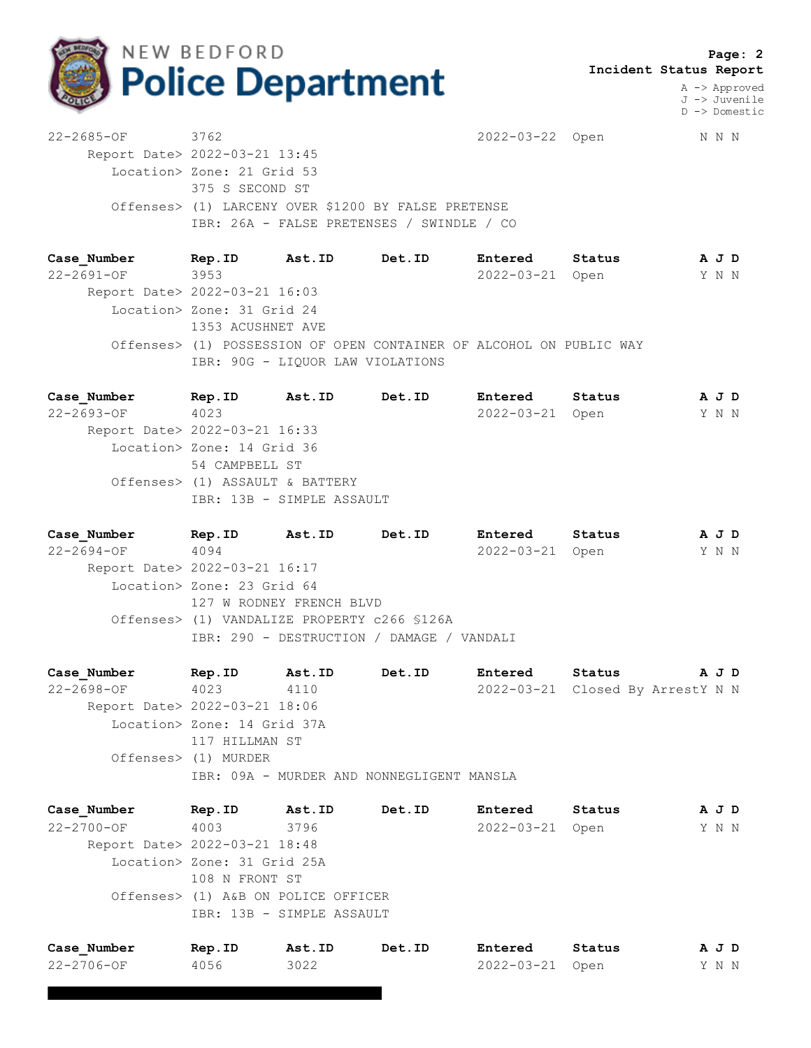**Incident Status Report**

A -> Approved
J -> Juvenile
D -> Domestic

| Case_Number | Rep.ID | Ast.ID | Det.ID | Entered | Status | A J D |
|---|---|---|---|---|---|---|
| 22-2685-OF | 3762 | | | 2022-03-22 | Open | N N N |

Report Date> 2022-03-21 13:45
Location> Zone: 21 Grid 53
375 S SECOND ST
Offenses> (1) LARCENY OVER $1200 BY FALSE PRETENSE
IBR: 26A - FALSE PRETENSES / SWINDLE / CO

| Case_Number | Rep.ID | Ast.ID | Det.ID | Entered | Status | A J D |
|---|---|---|---|---|---|---|
| 22-2691-OF | 3953 | | | 2022-03-21 | Open | Y N N |

Report Date> 2022-03-21 16:03
Location> Zone: 31 Grid 24
1353 ACUSHNET AVE
Offenses> (1) POSSESSION OF OPEN CONTAINER OF ALCOHOL ON PUBLIC WAY
IBR: 90G - LIQUOR LAW VIOLATIONS

| Case_Number | Rep.ID | Ast.ID | Det.ID | Entered | Status | A J D |
|---|---|---|---|---|---|---|
| 22-2693-OF | 4023 | | | 2022-03-21 | Open | Y N N |

Report Date> 2022-03-21 16:33
Location> Zone: 14 Grid 36
54 CAMPBELL ST
Offenses> (1) ASSAULT & BATTERY
IBR: 13B - SIMPLE ASSAULT

| Case_Number | Rep.ID | Ast.ID | Det.ID | Entered | Status | A J D |
|---|---|---|---|---|---|---|
| 22-2694-OF | 4094 | | | 2022-03-21 | Open | Y N N |

Report Date> 2022-03-21 16:17
Location> Zone: 23 Grid 64
127 W RODNEY FRENCH BLVD
Offenses> (1) VANDALIZE PROPERTY c266 §126A
IBR: 290 - DESTRUCTION / DAMAGE / VANDALI

| Case_Number | Rep.ID | Ast.ID | Det.ID | Entered | Status | A J D |
|---|---|---|---|---|---|---|
| 22-2698-OF | 4023 | 4110 | | 2022-03-21 | Closed By Arrest | Y N N |

Report Date> 2022-03-21 18:06
Location> Zone: 14 Grid 37A
117 HILLMAN ST
Offenses> (1) MURDER
IBR: 09A - MURDER AND NONNEGLIGENT MANSLA

| Case_Number | Rep.ID | Ast.ID | Det.ID | Entered | Status | A J D |
|---|---|---|---|---|---|---|
| 22-2700-OF | 4003 | 3796 | | 2022-03-21 | Open | Y N N |

Report Date> 2022-03-21 18:48
Location> Zone: 31 Grid 25A
108 N FRONT ST
Offenses> (1) A&B ON POLICE OFFICER
IBR: 13B - SIMPLE ASSAULT

| Case_Number | Rep.ID | Ast.ID | Det.ID | Entered | Status | A J D |
|---|---|---|---|---|---|---|
| 22-2706-OF | 4056 | 3022 | | 2022-03-21 | Open | Y N N |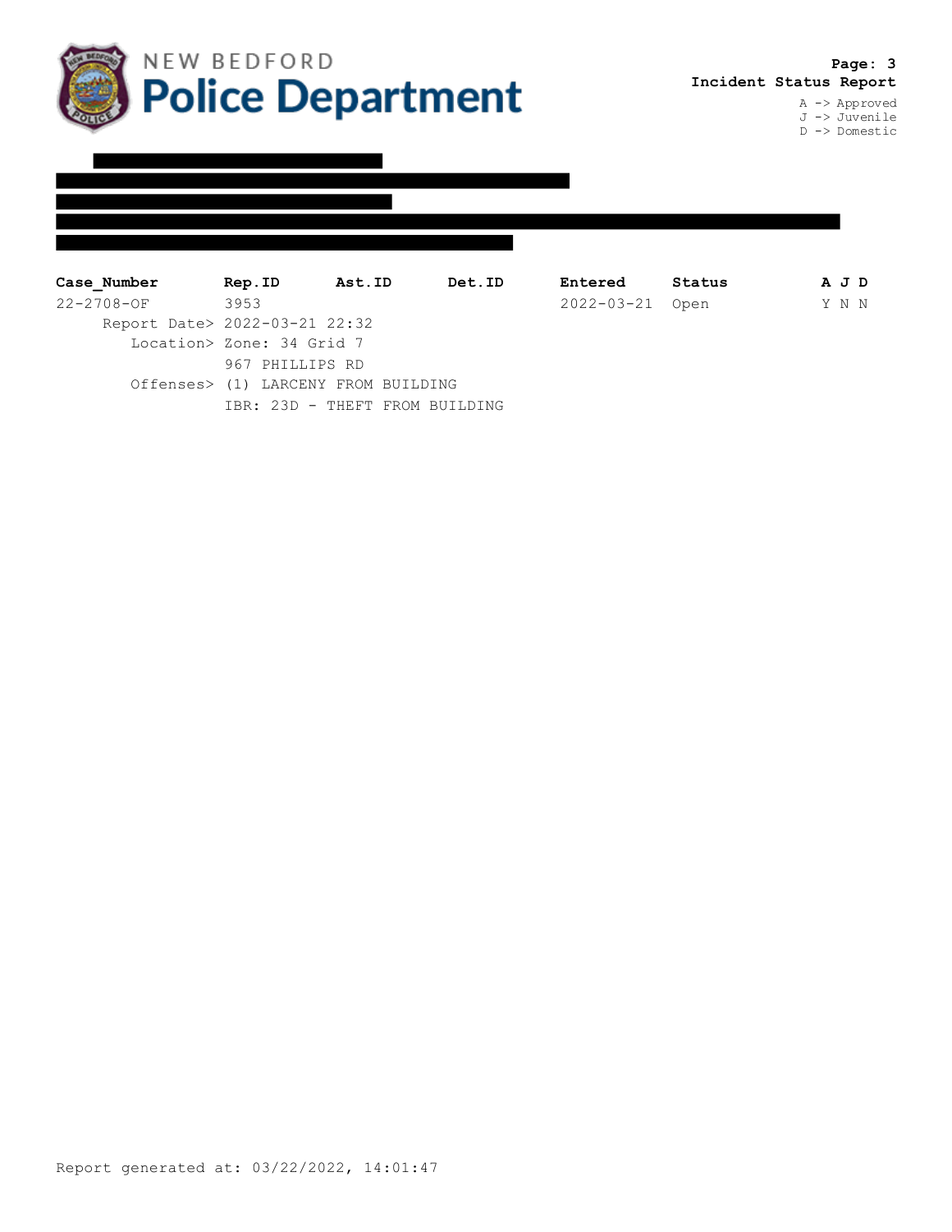NEW BEDFORD
**Police Department**

**Page: 3**
**Incident Status Report**

A -> Approved
J -> Juvenile
D -> Domestic

| Case_Number | Rep.ID | Ast.ID | Det.ID | Entered | Status | A J D |
|---|---|---|---|---|---|---|
| 22-2708-OF | 3953 | | | 2022-03-21 | Open | Y N N |

Report Date> 2022-03-21 22:32
Location> Zone: 34 Grid 7
967 PHILLIPS RD
Offenses> (1) LARCENY FROM BUILDING
IBR: 23D - THEFT FROM BUILDING

Report generated at: 03/22/2022, 14:01:47